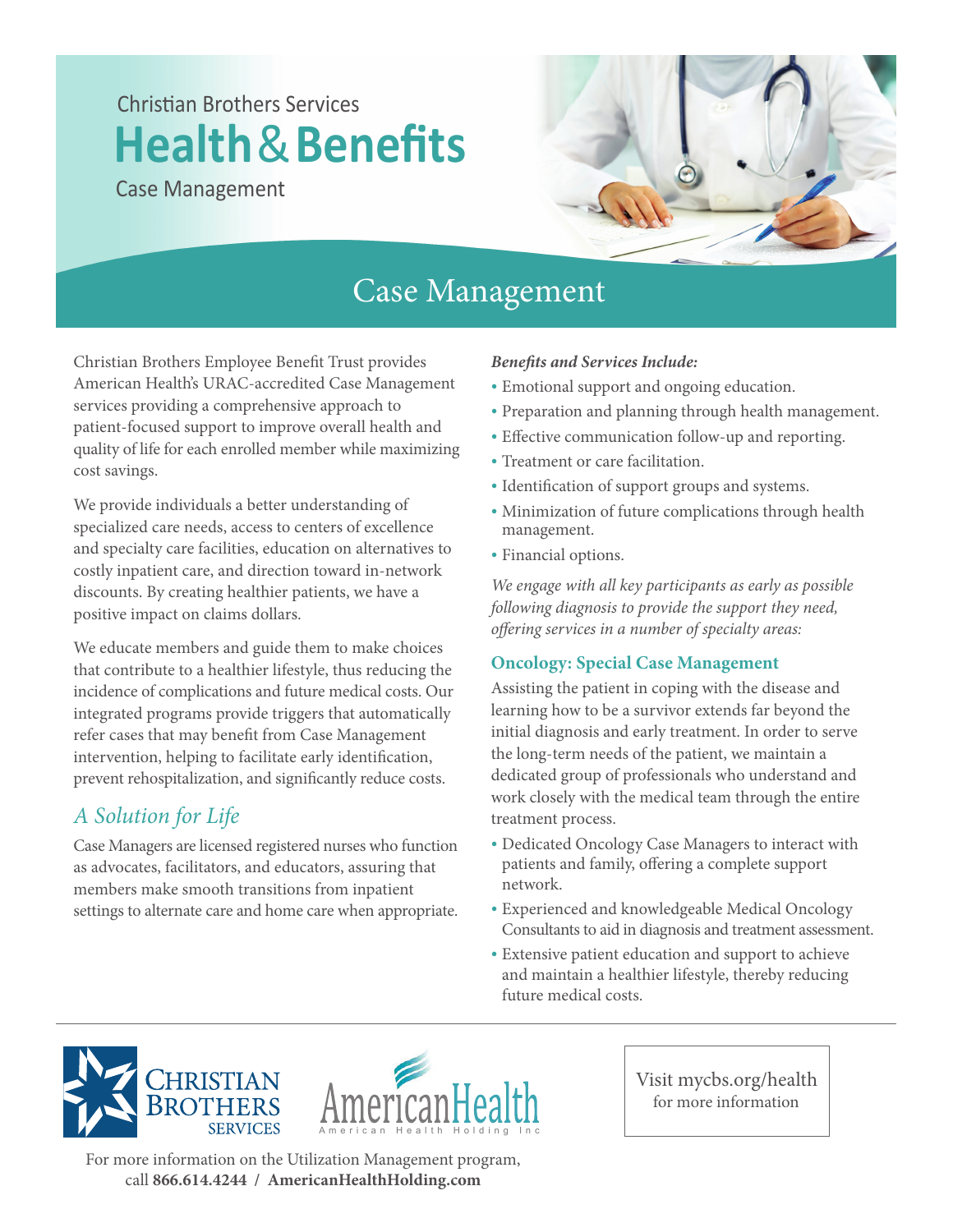Christian Brothers Services

# Health & Benefits

Case Management

## Case Management

Christian Brothers Employee Benefit Trust provides American Health's URAC-accredited Case Management services providing a comprehensive approach to patient-focused support to improve overall health and quality of life for each enrolled member while maximizing cost savings.

We provide individuals a better understanding of specialized care needs, access to centers of excellence and specialty care facilities, education on alternatives to costly inpatient care, and direction toward in-network discounts. By creating healthier patients, we have a positive impact on claims dollars.

We educate members and guide them to make choices that contribute to a healthier lifestyle, thus reducing the incidence of complications and future medical costs. Our integrated programs provide triggers that automatically refer cases that may benefit from Case Management intervention, helping to facilitate early identification, prevent rehospitalization, and significantly reduce costs.

### *A Solution for Life*

Case Managers are licensed registered nurses who function as advocates, facilitators, and educators, assuring that members make smooth transitions from inpatient settings to alternate care and home care when appropriate.

***Benefits and Services Include:***

- Emotional support and ongoing education.
- Preparation and planning through health management.
- Effective communication follow-up and reporting.
- Treatment or care facilitation.
- Identification of support groups and systems.
- Minimization of future complications through health management.
- Financial options.

*We engage with all key participants as early as possible following diagnosis to provide the support they need, offering services in a number of specialty areas:*

### Oncology: Special Case Management

Assisting the patient in coping with the disease and learning how to be a survivor extends far beyond the initial diagnosis and early treatment. In order to serve the long-term needs of the patient, we maintain a dedicated group of professionals who understand and work closely with the medical team through the entire treatment process.

- Dedicated Oncology Case Managers to interact with patients and family, offering a complete support network.
- Experienced and knowledgeable Medical Oncology Consultants to aid in diagnosis and treatment assessment.
- Extensive patient education and support to achieve and maintain a healthier lifestyle, thereby reducing future medical costs.

Christian Brothers Services

American Health — American Health Holding Inc

Visit mycbs.org/health for more information

For more information on the Utilization Management program, call **866.614.4244 / AmericanHealthHolding.com**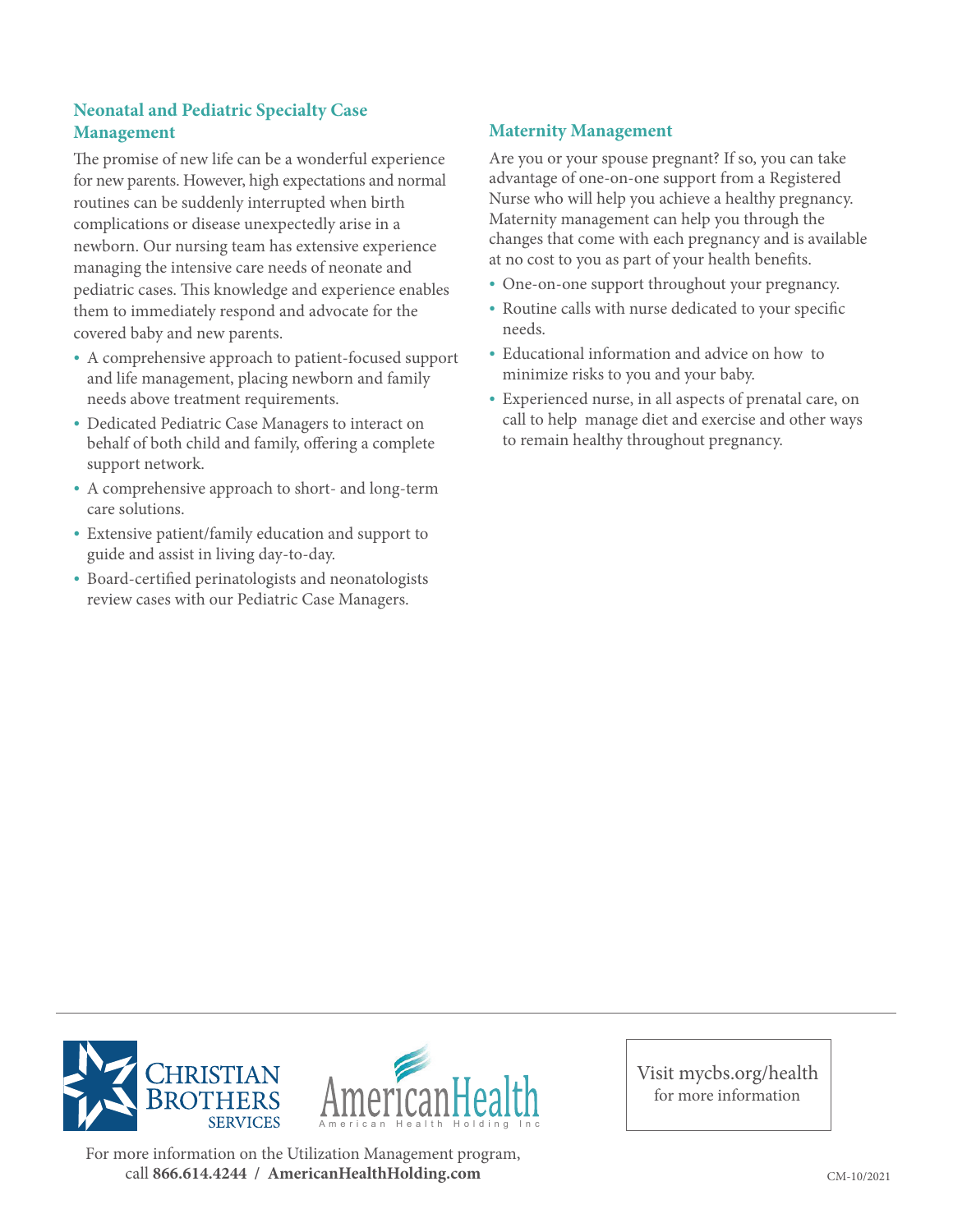## Neonatal and Pediatric Specialty Case Management

The promise of new life can be a wonderful experience for new parents. However, high expectations and normal routines can be suddenly interrupted when birth complications or disease unexpectedly arise in a newborn. Our nursing team has extensive experience managing the intensive care needs of neonate and pediatric cases. This knowledge and experience enables them to immediately respond and advocate for the covered baby and new parents.

- A comprehensive approach to patient-focused support and life management, placing newborn and family needs above treatment requirements.
- Dedicated Pediatric Case Managers to interact on behalf of both child and family, offering a complete support network.
- A comprehensive approach to short- and long-term care solutions.
- Extensive patient/family education and support to guide and assist in living day-to-day.
- Board-certified perinatologists and neonatologists review cases with our Pediatric Case Managers.

## Maternity Management

Are you or your spouse pregnant? If so, you can take advantage of one-on-one support from a Registered Nurse who will help you achieve a healthy pregnancy. Maternity management can help you through the changes that come with each pregnancy and is available at no cost to you as part of your health benefits.

- One-on-one support throughout your pregnancy.
- Routine calls with nurse dedicated to your specific needs.
- Educational information and advice on how to minimize risks to you and your baby.
- Experienced nurse, in all aspects of prenatal care, on call to help manage diet and exercise and other ways to remain healthy throughout pregnancy.

Christian Brothers Services

AmericanHealth
American Health Holding Inc

Visit mycbs.org/health
for more information

For more information on the Utilization Management program, call **866.614.4244 / AmericanHealthHolding.com**

CM-10/2021